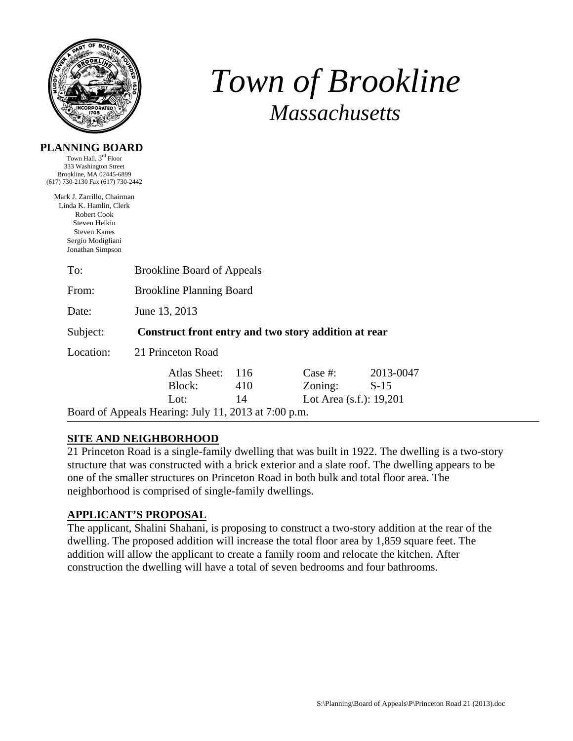# Town of Brookline

## Massachusetts

**PLANNING BOARD**

Town Hall, 3rd Floor
333 Washington Street
Brookline, MA 02445-6899
(617) 730-2130 Fax (617) 730-2442

Mark J. Zarrillo, Chairman
Linda K. Hamlin, Clerk
Robert Cook
Steven Heikin
Steven Kanes
Sergio Modigliani
Jonathan Simpson

To: Brookline Board of Appeals

From: Brookline Planning Board

Date: June 13, 2013

Subject: **Construct front entry and two story addition at rear**

Location: 21 Princeton Road

| | | | |
|---|---|---|---|
| Atlas Sheet: | 116 | Case #: | 2013-0047 |
| Block: | 410 | Zoning: | S-15 |
| Lot: | 14 | Lot Area (s.f.): | 19,201 |

Board of Appeals Hearing: July 11, 2013 at 7:00 p.m.

---

**SITE AND NEIGHBORHOOD**

21 Princeton Road is a single-family dwelling that was built in 1922. The dwelling is a two-story structure that was constructed with a brick exterior and a slate roof. The dwelling appears to be one of the smaller structures on Princeton Road in both bulk and total floor area. The neighborhood is comprised of single-family dwellings.

**APPLICANT'S PROPOSAL**

The applicant, Shalini Shahani, is proposing to construct a two-story addition at the rear of the dwelling. The proposed addition will increase the total floor area by 1,859 square feet. The addition will allow the applicant to create a family room and relocate the kitchen. After construction the dwelling will have a total of seven bedrooms and four bathrooms.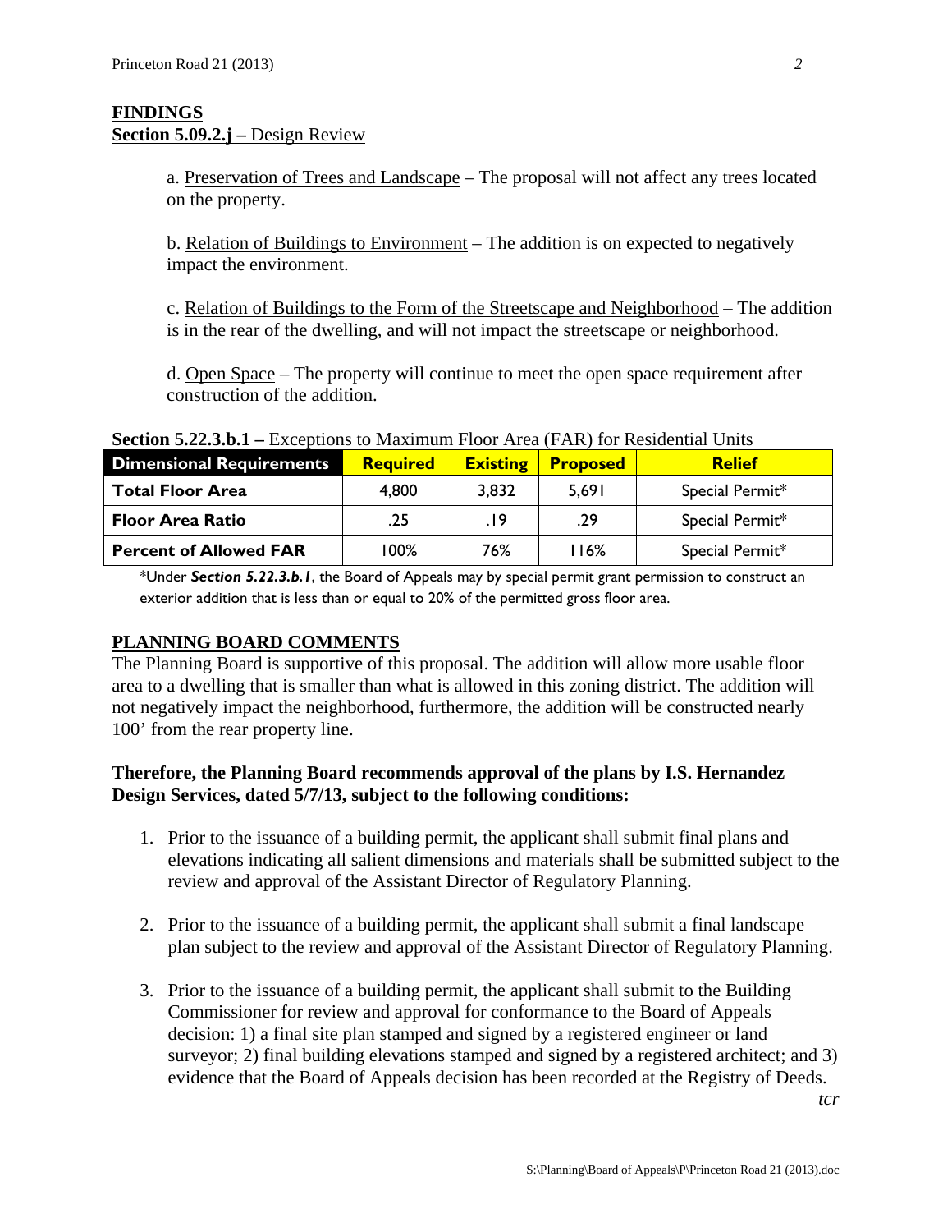## FINDINGS

**Section 5.09.2.j –** Design Review

a. Preservation of Trees and Landscape – The proposal will not affect any trees located on the property.

b. Relation of Buildings to Environment – The addition is on expected to negatively impact the environment.

c. Relation of Buildings to the Form of the Streetscape and Neighborhood – The addition is in the rear of the dwelling, and will not impact the streetscape or neighborhood.

d. Open Space – The property will continue to meet the open space requirement after construction of the addition.

**Section 5.22.3.b.1 –** Exceptions to Maximum Floor Area (FAR) for Residential Units

| Dimensional Requirements | Required | Existing | Proposed | Relief |
|---|---|---|---|---|
| **Total Floor Area** | 4,800 | 3,832 | 5,691 | Special Permit* |
| **Floor Area Ratio** | .25 | .19 | .29 | Special Permit* |
| **Percent of Allowed FAR** | 100% | 76% | 116% | Special Permit* |

*Under ***Section 5.22.3.b.1***, the Board of Appeals may by special permit grant permission to construct an exterior addition that is less than or equal to 20% of the permitted gross floor area.

## PLANNING BOARD COMMENTS

The Planning Board is supportive of this proposal. The addition will allow more usable floor area to a dwelling that is smaller than what is allowed in this zoning district. The addition will not negatively impact the neighborhood, furthermore, the addition will be constructed nearly 100' from the rear property line.

**Therefore, the Planning Board recommends approval of the plans by I.S. Hernandez Design Services, dated 5/7/13, subject to the following conditions:**

1. Prior to the issuance of a building permit, the applicant shall submit final plans and elevations indicating all salient dimensions and materials shall be submitted subject to the review and approval of the Assistant Director of Regulatory Planning.

2. Prior to the issuance of a building permit, the applicant shall submit a final landscape plan subject to the review and approval of the Assistant Director of Regulatory Planning.

3. Prior to the issuance of a building permit, the applicant shall submit to the Building Commissioner for review and approval for conformance to the Board of Appeals decision: 1) a final site plan stamped and signed by a registered engineer or land surveyor; 2) final building elevations stamped and signed by a registered architect; and 3) evidence that the Board of Appeals decision has been recorded at the Registry of Deeds.

*tcr*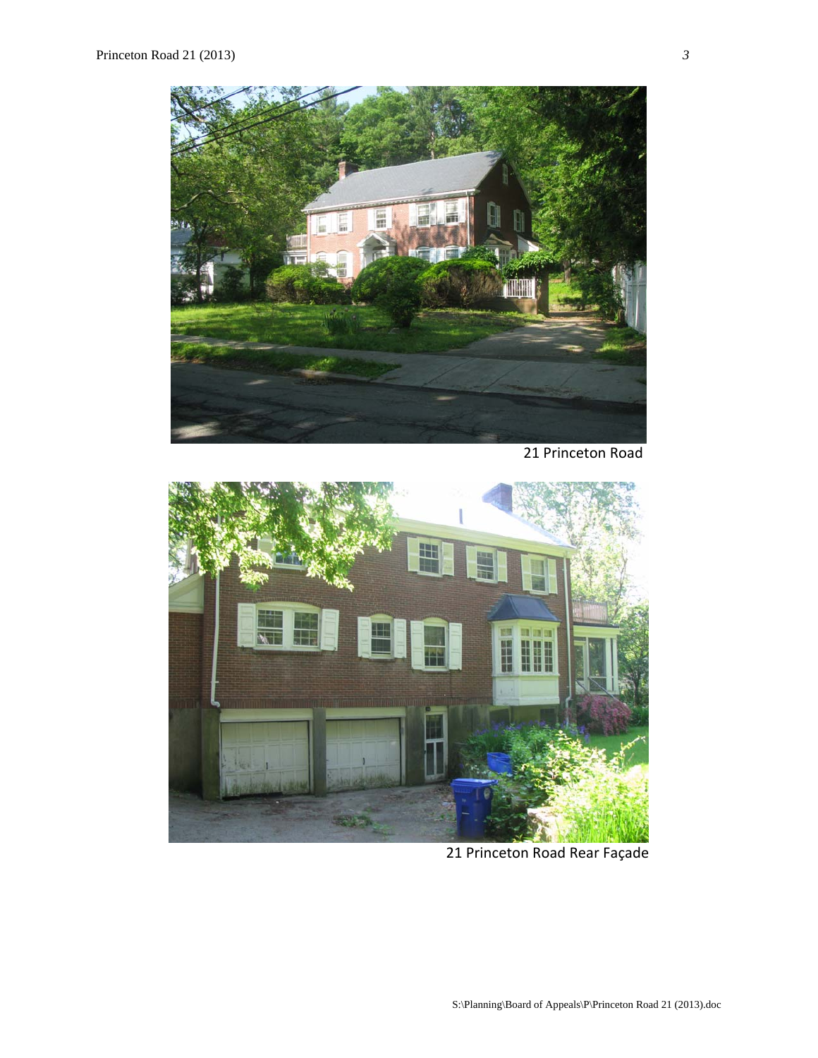21 Princeton Road

21 Princeton Road Rear Façade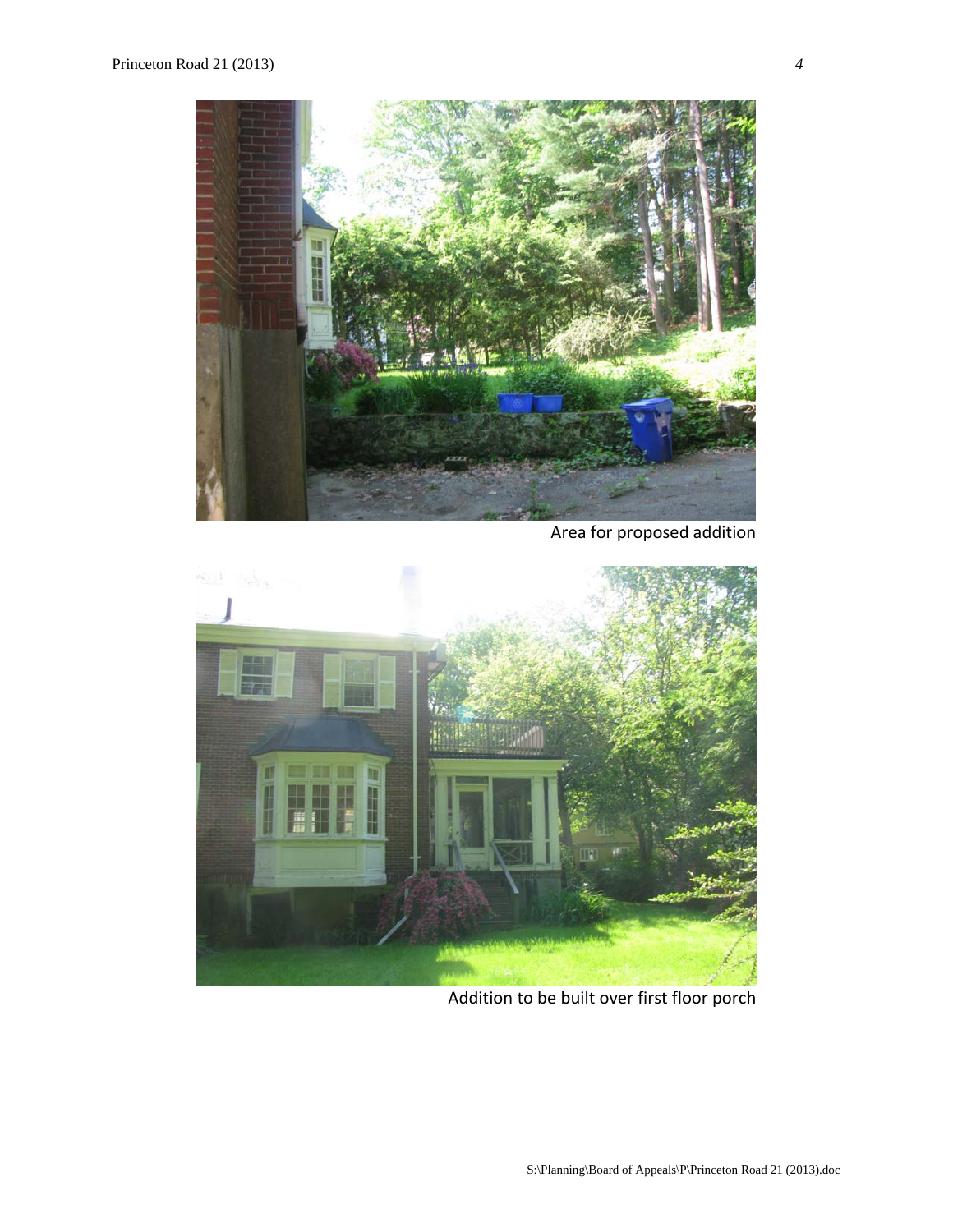Area for proposed addition

Addition to be built over first floor porch